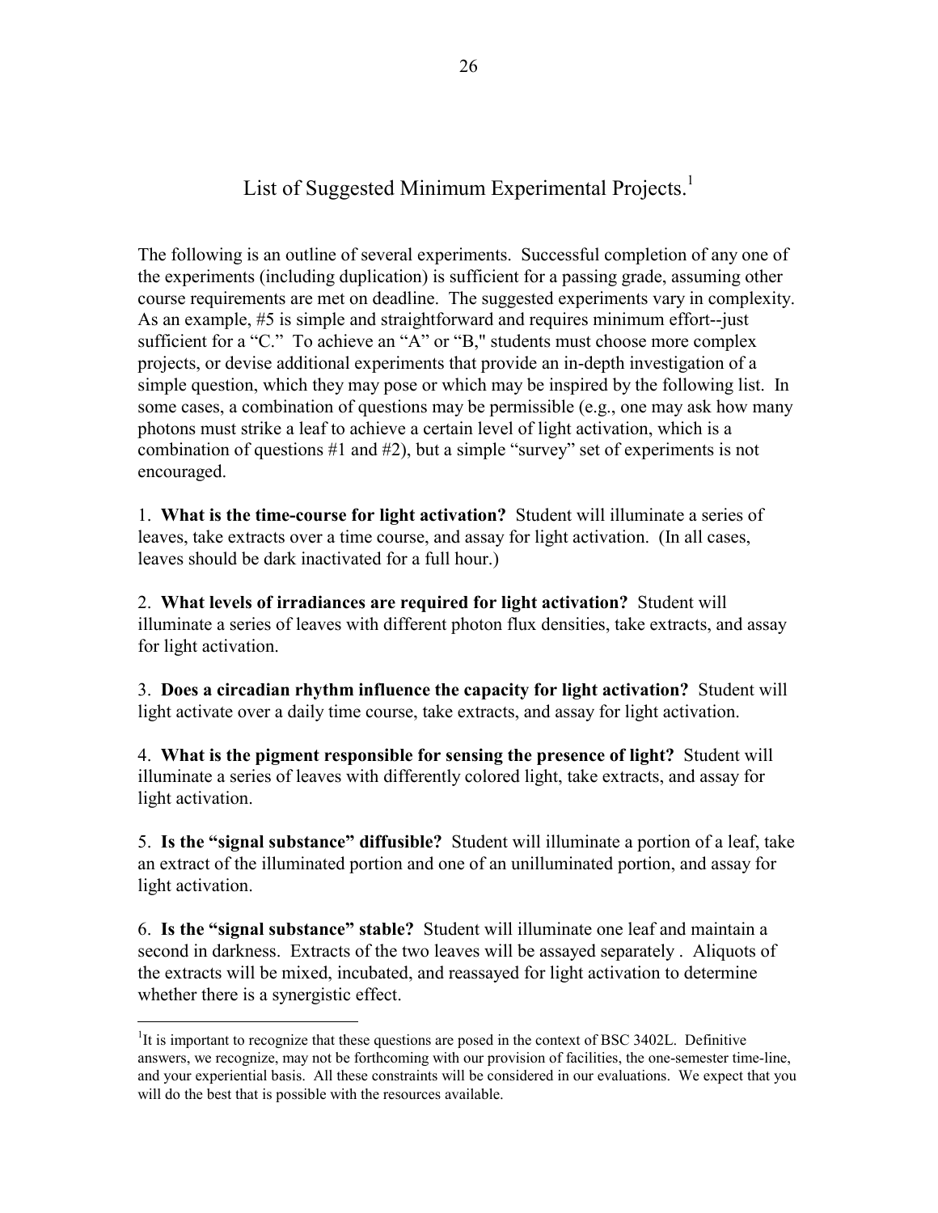# List of Suggested Minimum Experimental Projects.[1]

The following is an outline of several experiments. Successful completion of any one of the experiments (including duplication) is sufficient for a passing grade, assuming other course requirements are met on deadline. The suggested experiments vary in complexity. As an example, #5 is simple and straightforward and requires minimum effort--just sufficient for a "C." To achieve an "A" or "B," students must choose more complex projects, or devise additional experiments that provide an in-depth investigation of a simple question, which they may pose or which may be inspired by the following list. In some cases, a combination of questions may be permissible (e.g., one may ask how many photons must strike a leaf to achieve a certain level of light activation, which is a combination of questions #1 and #2), but a simple "survey" set of experiments is not encouraged.

1. **What is the time-course for light activation?** Student will illuminate a series of leaves, take extracts over a time course, and assay for light activation. (In all cases, leaves should be dark inactivated for a full hour.)

2. **What levels of irradiances are required for light activation?** Student will illuminate a series of leaves with different photon flux densities, take extracts, and assay for light activation.

3. **Does a circadian rhythm influence the capacity for light activation?** Student will light activate over a daily time course, take extracts, and assay for light activation.

4. **What is the pigment responsible for sensing the presence of light?** Student will illuminate a series of leaves with differently colored light, take extracts, and assay for light activation.

5. **Is the "signal substance" diffusible?** Student will illuminate a portion of a leaf, take an extract of the illuminated portion and one of an unilluminated portion, and assay for light activation.

6. **Is the "signal substance" stable?** Student will illuminate one leaf and maintain a second in darkness. Extracts of the two leaves will be assayed separately . Aliquots of the extracts will be mixed, incubated, and reassayed for light activation to determine whether there is a synergistic effect.

---

[1]It is important to recognize that these questions are posed in the context of BSC 3402L. Definitive answers, we recognize, may not be forthcoming with our provision of facilities, the one-semester time-line, and your experiential basis. All these constraints will be considered in our evaluations. We expect that you will do the best that is possible with the resources available.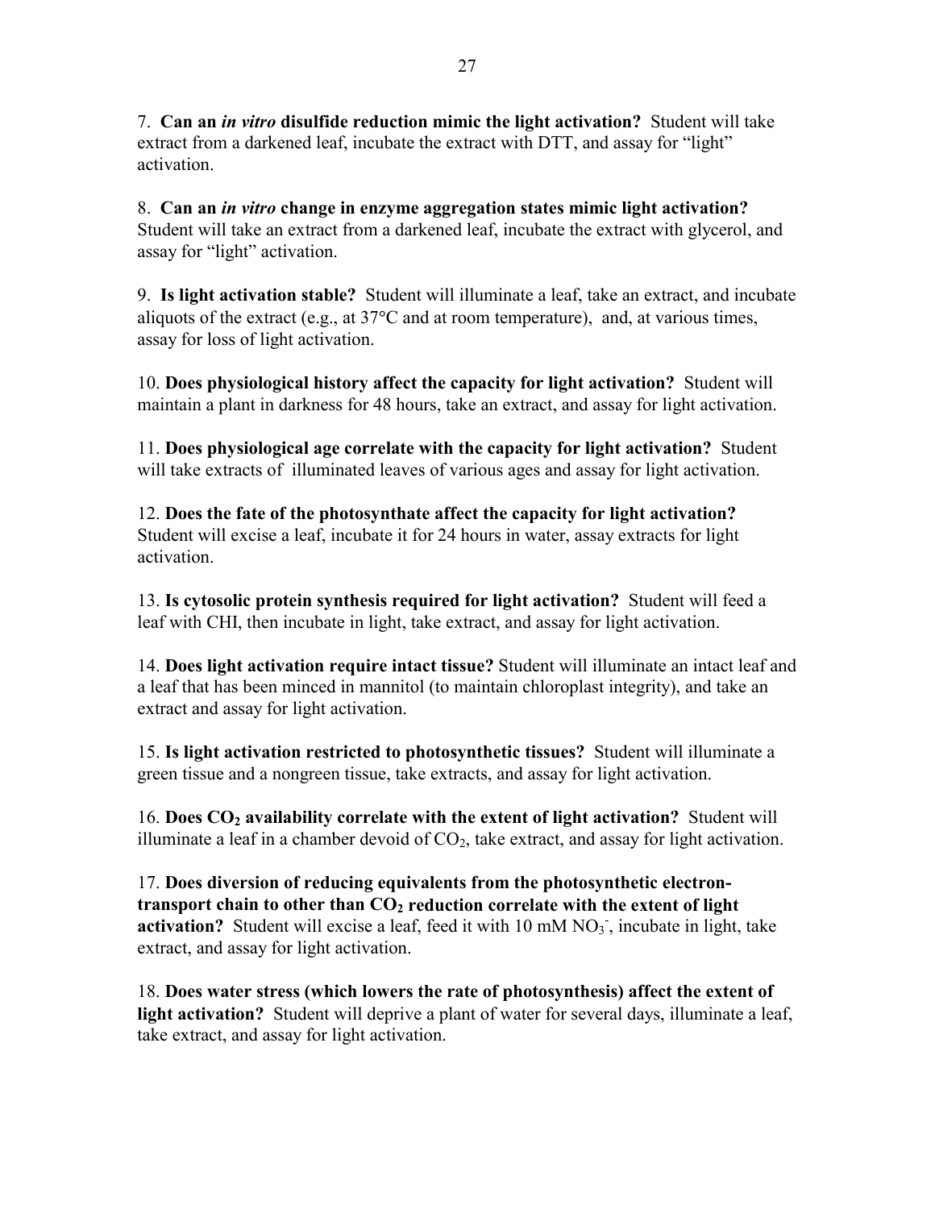7. **Can an *in vitro* disulfide reduction mimic the light activation?** Student will take extract from a darkened leaf, incubate the extract with DTT, and assay for "light" activation.

8. **Can an *in vitro* change in enzyme aggregation states mimic light activation?** Student will take an extract from a darkened leaf, incubate the extract with glycerol, and assay for "light" activation.

9. **Is light activation stable?** Student will illuminate a leaf, take an extract, and incubate aliquots of the extract (e.g., at 37°C and at room temperature), and, at various times, assay for loss of light activation.

10. **Does physiological history affect the capacity for light activation?** Student will maintain a plant in darkness for 48 hours, take an extract, and assay for light activation.

11. **Does physiological age correlate with the capacity for light activation?** Student will take extracts of illuminated leaves of various ages and assay for light activation.

12. **Does the fate of the photosynthate affect the capacity for light activation?** Student will excise a leaf, incubate it for 24 hours in water, assay extracts for light activation.

13. **Is cytosolic protein synthesis required for light activation?** Student will feed a leaf with CHI, then incubate in light, take extract, and assay for light activation.

14. **Does light activation require intact tissue?** Student will illuminate an intact leaf and a leaf that has been minced in mannitol (to maintain chloroplast integrity), and take an extract and assay for light activation.

15. **Is light activation restricted to photosynthetic tissues?** Student will illuminate a green tissue and a nongreen tissue, take extracts, and assay for light activation.

16. **Does $CO_2$ availability correlate with the extent of light activation?** Student will illuminate a leaf in a chamber devoid of $CO_2$, take extract, and assay for light activation.

17. **Does diversion of reducing equivalents from the photosynthetic electron-transport chain to other than $CO_2$ reduction correlate with the extent of light activation?** Student will excise a leaf, feed it with 10 mM $NO_3^-$, incubate in light, take extract, and assay for light activation.

18. **Does water stress (which lowers the rate of photosynthesis) affect the extent of light activation?** Student will deprive a plant of water for several days, illuminate a leaf, take extract, and assay for light activation.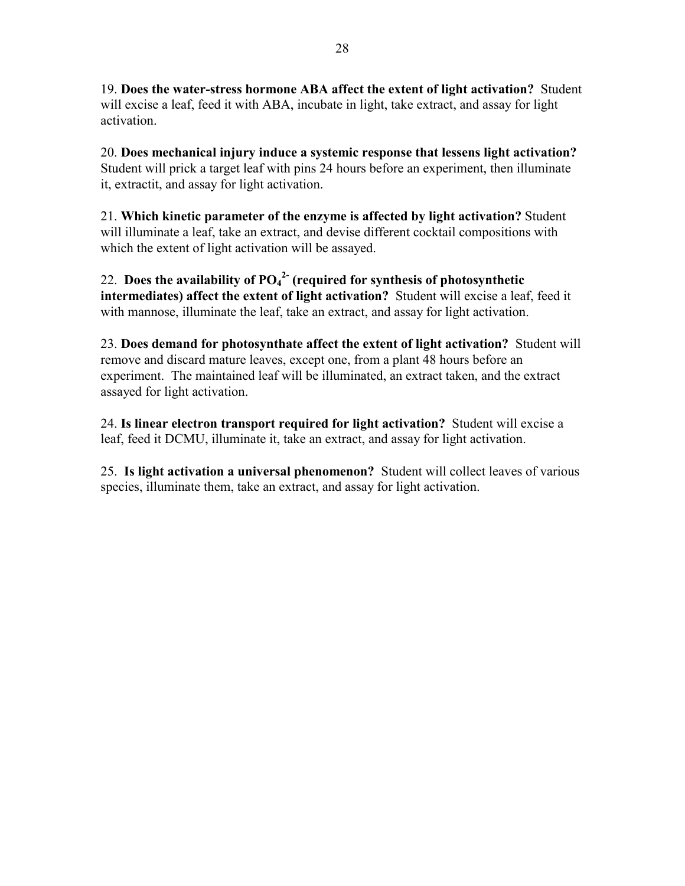19. **Does the water-stress hormone ABA affect the extent of light activation?** Student will excise a leaf, feed it with ABA, incubate in light, take extract, and assay for light activation.

20. **Does mechanical injury induce a systemic response that lessens light activation?** Student will prick a target leaf with pins 24 hours before an experiment, then illuminate it, extractit, and assay for light activation.

21. **Which kinetic parameter of the enzyme is affected by light activation?** Student will illuminate a leaf, take an extract, and devise different cocktail compositions with which the extent of light activation will be assayed.

22. **Does the availability of $PO_4^{2-}$ (required for synthesis of photosynthetic intermediates) affect the extent of light activation?** Student will excise a leaf, feed it with mannose, illuminate the leaf, take an extract, and assay for light activation.

23. **Does demand for photosynthate affect the extent of light activation?** Student will remove and discard mature leaves, except one, from a plant 48 hours before an experiment. The maintained leaf will be illuminated, an extract taken, and the extract assayed for light activation.

24. **Is linear electron transport required for light activation?** Student will excise a leaf, feed it DCMU, illuminate it, take an extract, and assay for light activation.

25. **Is light activation a universal phenomenon?** Student will collect leaves of various species, illuminate them, take an extract, and assay for light activation.